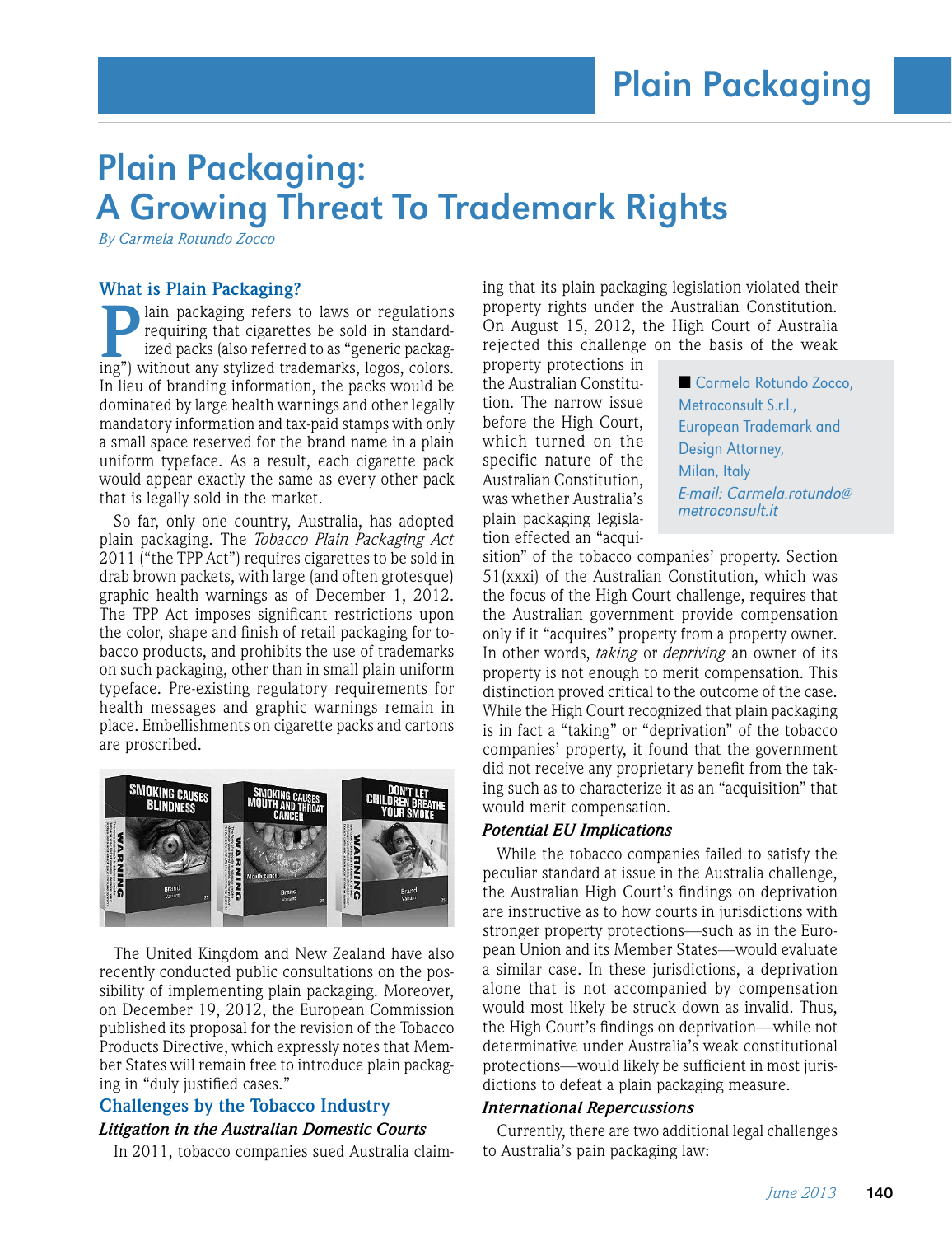# Plain Packaging: A Growing Threat To Trademark Rights

*By Carmela Rotundo Zocco*

■ Carmela Rotundo Zocco, Metroconsult S.r.l., European Trademark and Design Attorney, Milan, Italy
*E-mail: Carmela.rotundo@metroconsult.it*

## What is Plain Packaging?

Plain packaging refers to laws or regulations requiring that cigarettes be sold in standardized packs (also referred to as "generic packaging") without any stylized trademarks, logos, colors. In lieu of branding information, the packs would be dominated by large health warnings and other legally mandatory information and tax-paid stamps with only a small space reserved for the brand name in a plain uniform typeface. As a result, each cigarette pack would appear exactly the same as every other pack that is legally sold in the market.

So far, only one country, Australia, has adopted plain packaging. The *Tobacco Plain Packaging Act* 2011 ("the TPP Act") requires cigarettes to be sold in drab brown packets, with large (and often grotesque) graphic health warnings as of December 1, 2012. The TPP Act imposes significant restrictions upon the color, shape and finish of retail packaging for tobacco products, and prohibits the use of trademarks on such packaging, other than in small plain uniform typeface. Pre-existing regulatory requirements for health messages and graphic warnings remain in place. Embellishments on cigarette packs and cartons are proscribed.

The United Kingdom and New Zealand have also recently conducted public consultations on the possibility of implementing plain packaging. Moreover, on December 19, 2012, the European Commission published its proposal for the revision of the Tobacco Products Directive, which expressly notes that Member States will remain free to introduce plain packaging in "duly justified cases."

## Challenges by the Tobacco Industry

### *Litigation in the Australian Domestic Courts*

In 2011, tobacco companies sued Australia claiming that its plain packaging legislation violated their property rights under the Australian Constitution. On August 15, 2012, the High Court of Australia rejected this challenge on the basis of the weak property protections in the Australian Constitution. The narrow issue before the High Court, which turned on the specific nature of the Australian Constitution, was whether Australia's plain packaging legislation effected an "acquisition" of the tobacco companies' property. Section 51(xxxi) of the Australian Constitution, which was the focus of the High Court challenge, requires that the Australian government provide compensation only if it "acquires" property from a property owner. In other words, *taking* or *depriving* an owner of its property is not enough to merit compensation. This distinction proved critical to the outcome of the case. While the High Court recognized that plain packaging is in fact a "taking" or "deprivation" of the tobacco companies' property, it found that the government did not receive any proprietary benefit from the taking such as to characterize it as an "acquisition" that would merit compensation.

### *Potential EU Implications*

While the tobacco companies failed to satisfy the peculiar standard at issue in the Australia challenge, the Australian High Court's findings on deprivation are instructive as to how courts in jurisdictions with stronger property protections—such as in the European Union and its Member States—would evaluate a similar case. In these jurisdictions, a deprivation alone that is not accompanied by compensation would most likely be struck down as invalid. Thus, the High Court's findings on deprivation—while not determinative under Australia's weak constitutional protections—would likely be sufficient in most jurisdictions to defeat a plain packaging measure.

### *International Repercussions*

Currently, there are two additional legal challenges to Australia's pain packaging law: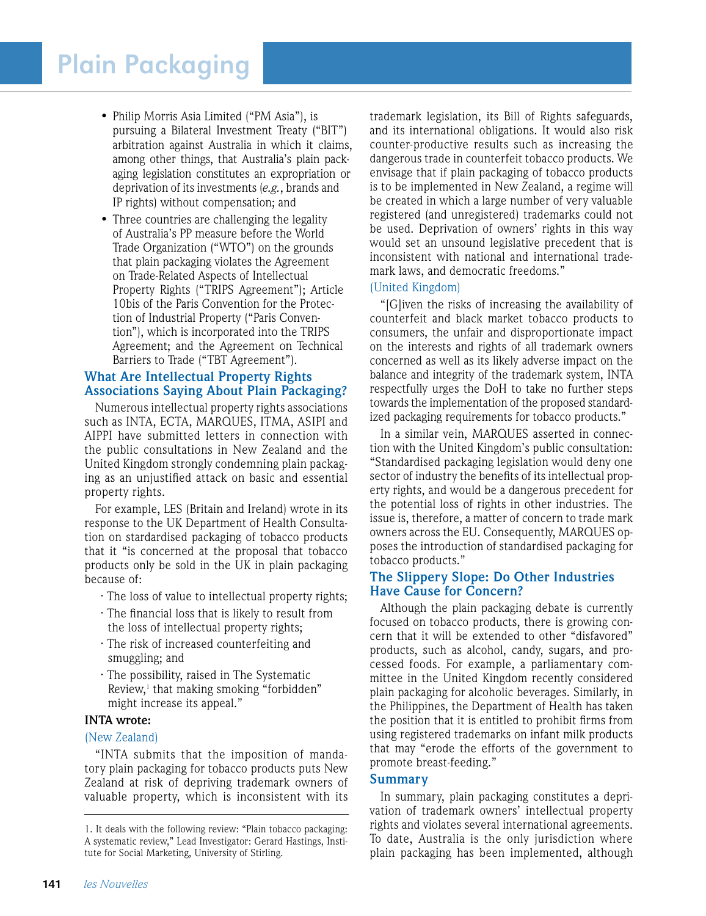- Philip Morris Asia Limited ("PM Asia"), is pursuing a Bilateral Investment Treaty ("BIT") arbitration against Australia in which it claims, among other things, that Australia's plain packaging legislation constitutes an expropriation or deprivation of its investments (*e.g.*, brands and IP rights) without compensation; and
- Three countries are challenging the legality of Australia's PP measure before the World Trade Organization ("WTO") on the grounds that plain packaging violates the Agreement on Trade-Related Aspects of Intellectual Property Rights ("TRIPS Agreement"); Article 10bis of the Paris Convention for the Protection of Industrial Property ("Paris Convention"), which is incorporated into the TRIPS Agreement; and the Agreement on Technical Barriers to Trade ("TBT Agreement").

## What Are Intellectual Property Rights Associations Saying About Plain Packaging?

Numerous intellectual property rights associations such as INTA, ECTA, MARQUES, ITMA, ASIPI and AIPPI have submitted letters in connection with the public consultations in New Zealand and the United Kingdom strongly condemning plain packaging as an unjustified attack on basic and essential property rights.

For example, LES (Britain and Ireland) wrote in its response to the UK Department of Health Consultation on stardardised packaging of tobacco products that it "is concerned at the proposal that tobacco products only be sold in the UK in plain packaging because of:

- The loss of value to intellectual property rights;
- The financial loss that is likely to result from the loss of intellectual property rights;
- The risk of increased counterfeiting and smuggling; and
- The possibility, raised in The Systematic Review,[1] that making smoking "forbidden" might increase its appeal."

**INTA wrote:**

(New Zealand)

"INTA submits that the imposition of mandatory plain packaging for tobacco products puts New Zealand at risk of depriving trademark owners of valuable property, which is inconsistent with its trademark legislation, its Bill of Rights safeguards, and its international obligations. It would also risk counter-productive results such as increasing the dangerous trade in counterfeit tobacco products. We envisage that if plain packaging of tobacco products is to be implemented in New Zealand, a regime will be created in which a large number of very valuable registered (and unregistered) trademarks could not be used. Deprivation of owners' rights in this way would set an unsound legislative precedent that is inconsistent with national and international trademark laws, and democratic freedoms."

(United Kingdom)

"[G]iven the risks of increasing the availability of counterfeit and black market tobacco products to consumers, the unfair and disproportionate impact on the interests and rights of all trademark owners concerned as well as its likely adverse impact on the balance and integrity of the trademark system, INTA respectfully urges the DoH to take no further steps towards the implementation of the proposed standardized packaging requirements for tobacco products."

In a similar vein, MARQUES asserted in connection with the United Kingdom's public consultation: "Standardised packaging legislation would deny one sector of industry the benefits of its intellectual property rights, and would be a dangerous precedent for the potential loss of rights in other industries. The issue is, therefore, a matter of concern to trade mark owners across the EU. Consequently, MARQUES opposes the introduction of standardised packaging for tobacco products."

## The Slippery Slope: Do Other Industries Have Cause for Concern?

Although the plain packaging debate is currently focused on tobacco products, there is growing concern that it will be extended to other "disfavored" products, such as alcohol, candy, sugars, and processed foods. For example, a parliamentary committee in the United Kingdom recently considered plain packaging for alcoholic beverages. Similarly, in the Philippines, the Department of Health has taken the position that it is entitled to prohibit firms from using registered trademarks on infant milk products that may "erode the efforts of the government to promote breast-feeding."

## Summary

In summary, plain packaging constitutes a deprivation of trademark owners' intellectual property rights and violates several international agreements. To date, Australia is the only jurisdiction where plain packaging has been implemented, although

---

1. It deals with the following review: "Plain tobacco packaging: A systematic review," Lead Investigator: Gerard Hastings, Institute for Social Marketing, University of Stirling.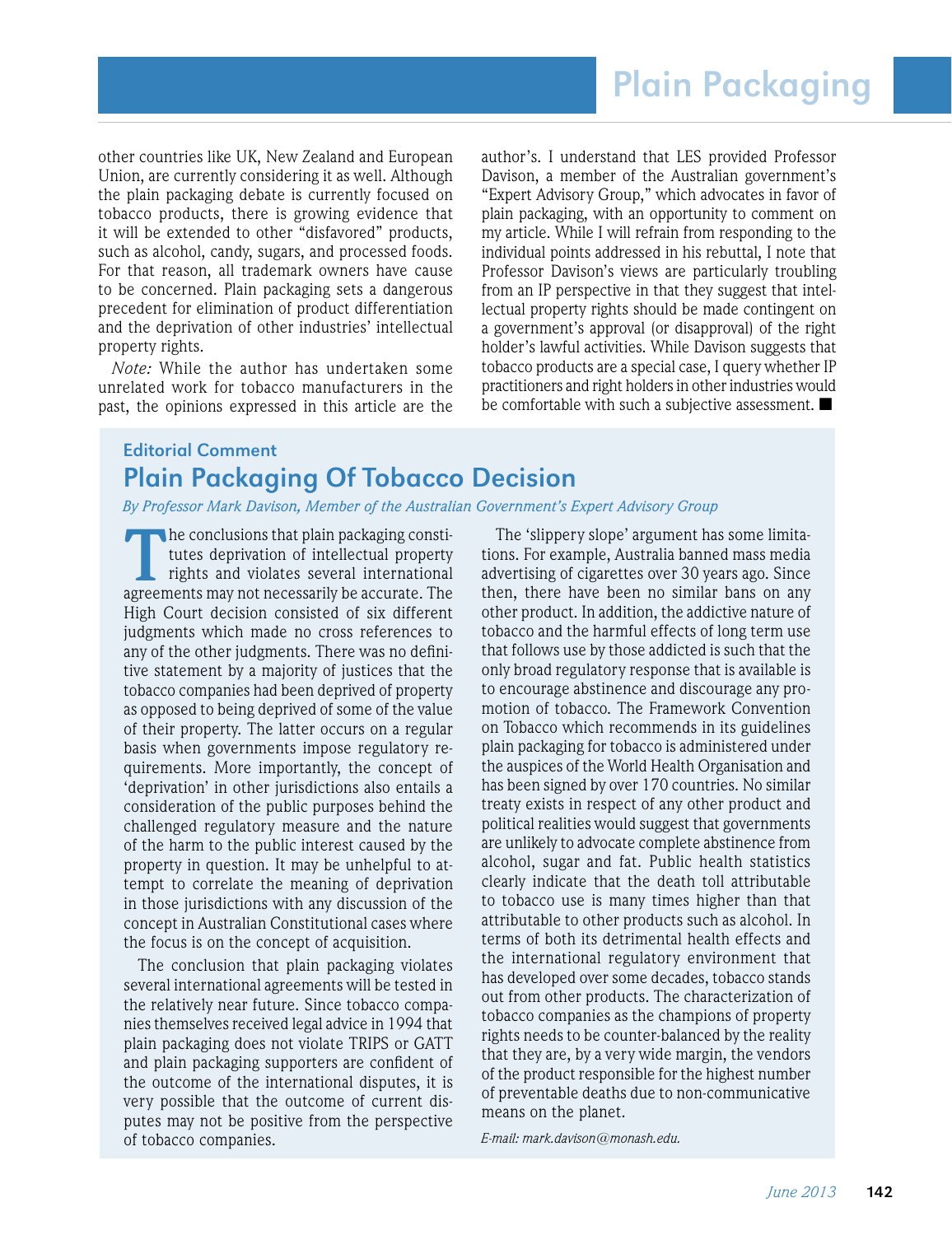other countries like UK, New Zealand and European Union, are currently considering it as well. Although the plain packaging debate is currently focused on tobacco products, there is growing evidence that it will be extended to other "disfavored" products, such as alcohol, candy, sugars, and processed foods. For that reason, all trademark owners have cause to be concerned. Plain packaging sets a dangerous precedent for elimination of product differentiation and the deprivation of other industries' intellectual property rights.

*Note:* While the author has undertaken some unrelated work for tobacco manufacturers in the past, the opinions expressed in this article are the author's. I understand that LES provided Professor Davison, a member of the Australian government's "Expert Advisory Group," which advocates in favor of plain packaging, with an opportunity to comment on my article. While I will refrain from responding to the individual points addressed in his rebuttal, I note that Professor Davison's views are particularly troubling from an IP perspective in that they suggest that intellectual property rights should be made contingent on a government's approval (or disapproval) of the right holder's lawful activities. While Davison suggests that tobacco products are a special case, I query whether IP practitioners and right holders in other industries would be comfortable with such a subjective assessment. ■

### Editorial Comment

## Plain Packaging Of Tobacco Decision

*By Professor Mark Davison, Member of the Australian Government's Expert Advisory Group*

The conclusions that plain packaging constitutes deprivation of intellectual property rights and violates several international agreements may not necessarily be accurate. The High Court decision consisted of six different judgments which made no cross references to any of the other judgments. There was no definitive statement by a majority of justices that the tobacco companies had been deprived of property as opposed to being deprived of some of the value of their property. The latter occurs on a regular basis when governments impose regulatory requirements. More importantly, the concept of 'deprivation' in other jurisdictions also entails a consideration of the public purposes behind the challenged regulatory measure and the nature of the harm to the public interest caused by the property in question. It may be unhelpful to attempt to correlate the meaning of deprivation in those jurisdictions with any discussion of the concept in Australian Constitutional cases where the focus is on the concept of acquisition.

The conclusion that plain packaging violates several international agreements will be tested in the relatively near future. Since tobacco companies themselves received legal advice in 1994 that plain packaging does not violate TRIPS or GATT and plain packaging supporters are confident of the outcome of the international disputes, it is very possible that the outcome of current disputes may not be positive from the perspective of tobacco companies.

The 'slippery slope' argument has some limitations. For example, Australia banned mass media advertising of cigarettes over 30 years ago. Since then, there have been no similar bans on any other product. In addition, the addictive nature of tobacco and the harmful effects of long term use that follows use by those addicted is such that the only broad regulatory response that is available is to encourage abstinence and discourage any promotion of tobacco. The Framework Convention on Tobacco which recommends in its guidelines plain packaging for tobacco is administered under the auspices of the World Health Organisation and has been signed by over 170 countries. No similar treaty exists in respect of any other product and political realities would suggest that governments are unlikely to advocate complete abstinence from alcohol, sugar and fat. Public health statistics clearly indicate that the death toll attributable to tobacco use is many times higher than that attributable to other products such as alcohol. In terms of both its detrimental health effects and the international regulatory environment that has developed over some decades, tobacco stands out from other products. The characterization of tobacco companies as the champions of property rights needs to be counter-balanced by the reality that they are, by a very wide margin, the vendors of the product responsible for the highest number of preventable deaths due to non-communicative means on the planet.

*E-mail: mark.davison@monash.edu.*